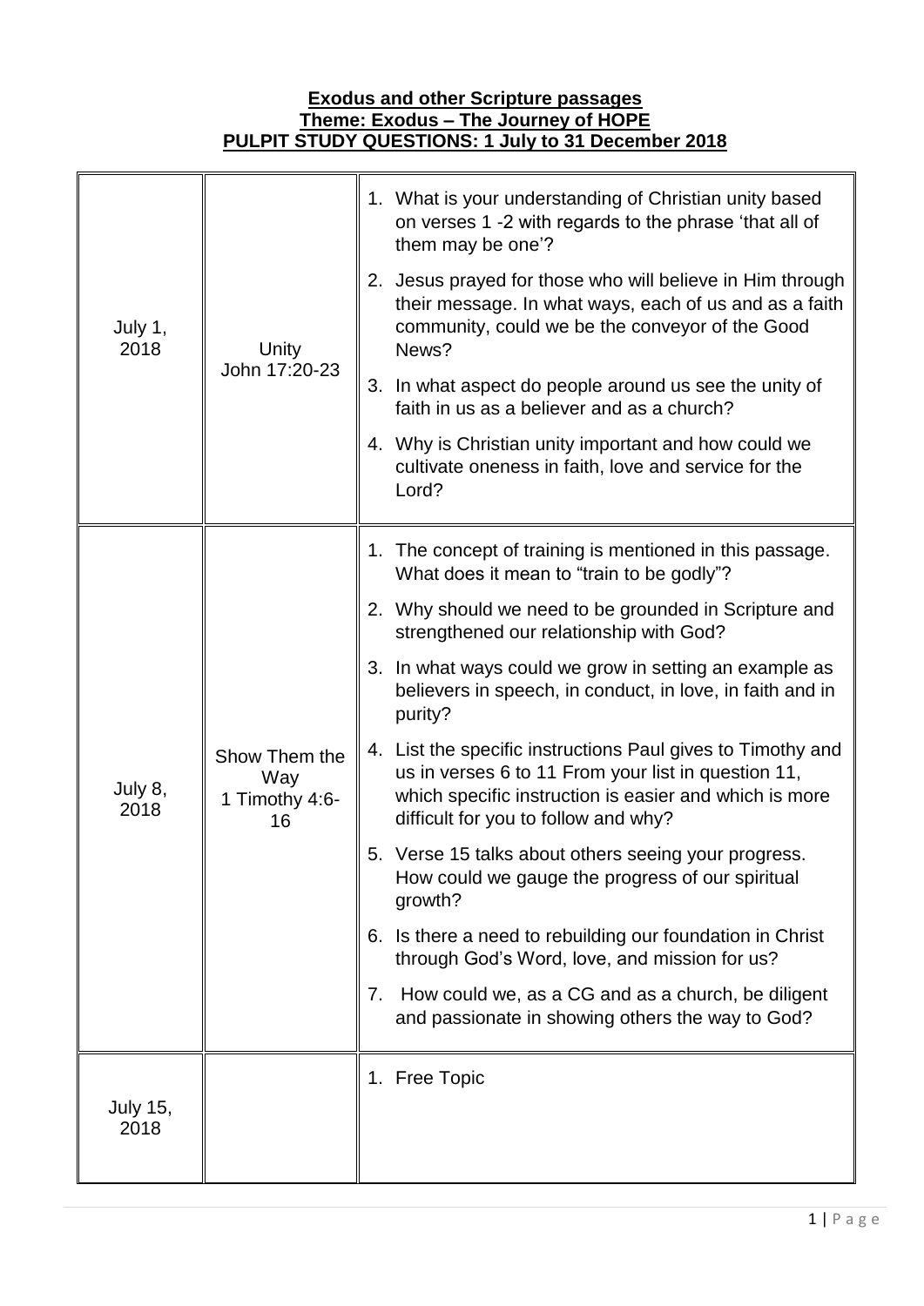**Exodus and other Scripture passages**
**Theme: Exodus – The Journey of HOPE**
**PULPIT STUDY QUESTIONS: 1 July to 31 December 2018**

| | | |
|---|---|---|
| July 1, 2018 | Unity<br>John 17:20-23 | 1. What is your understanding of Christian unity based on verses 1 -2 with regards to the phrase 'that all of them may be one'?<br>2. Jesus prayed for those who will believe in Him through their message. In what ways, each of us and as a faith community, could we be the conveyor of the Good News?<br>3. In what aspect do people around us see the unity of faith in us as a believer and as a church?<br>4. Why is Christian unity important and how could we cultivate oneness in faith, love and service for the Lord? |
| July 8, 2018 | Show Them the Way<br>1 Timothy 4:6-16 | 1. The concept of training is mentioned in this passage. What does it mean to "train to be godly"?<br>2. Why should we need to be grounded in Scripture and strengthened our relationship with God?<br>3. In what ways could we grow in setting an example as believers in speech, in conduct, in love, in faith and in purity?<br>4. List the specific instructions Paul gives to Timothy and us in verses 6 to 11 From your list in question 11, which specific instruction is easier and which is more difficult for you to follow and why?<br>5. Verse 15 talks about others seeing your progress. How could we gauge the progress of our spiritual growth?<br>6. Is there a need to rebuilding our foundation in Christ through God's Word, love, and mission for us?<br>7. How could we, as a CG and as a church, be diligent and passionate in showing others the way to God? |
| July 15, 2018 | | 1. Free Topic |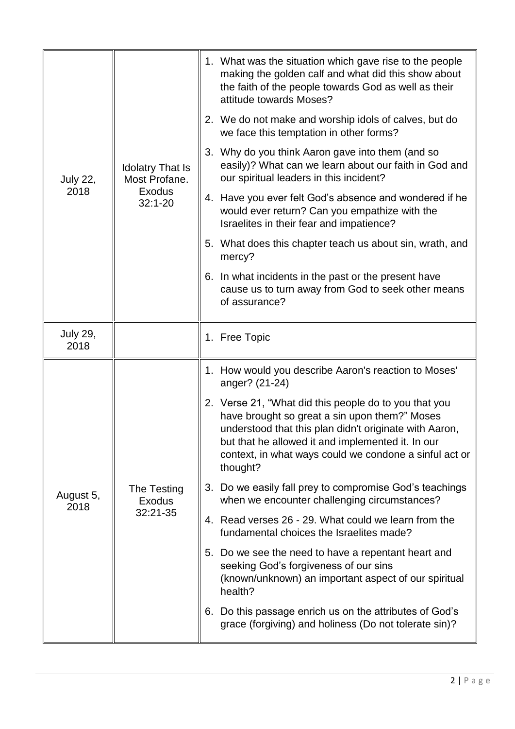| July 22, 2018 | Idolatry That Is Most Profane. Exodus 32:1-20 | 1. What was the situation which gave rise to the people making the golden calf and what did this show about the faith of the people towards God as well as their attitude towards Moses?<br>2. We do not make and worship idols of calves, but do we face this temptation in other forms?<br>3. Why do you think Aaron gave into them (and so easily)? What can we learn about our faith in God and our spiritual leaders in this incident?<br>4. Have you ever felt God's absence and wondered if he would ever return? Can you empathize with the Israelites in their fear and impatience?<br>5. What does this chapter teach us about sin, wrath, and mercy?<br>6. In what incidents in the past or the present have cause us to turn away from God to seek other means of assurance? |
|---|---|---|
| July 29, 2018 | | 1. Free Topic |
| August 5, 2018 | The Testing Exodus 32:21-35 | 1. How would you describe Aaron's reaction to Moses' anger? (21-24)<br>2. Verse 21, "What did this people do to you that you have brought so great a sin upon them?" Moses understood that this plan didn't originate with Aaron, but that he allowed it and implemented it. In our context, in what ways could we condone a sinful act or thought?<br>3. Do we easily fall prey to compromise God's teachings when we encounter challenging circumstances?<br>4. Read verses 26 - 29. What could we learn from the fundamental choices the Israelites made?<br>5. Do we see the need to have a repentant heart and seeking God's forgiveness of our sins (known/unknown) an important aspect of our spiritual health?<br>6. Do this passage enrich us on the attributes of God's grace (forgiving) and holiness (Do not tolerate sin)? |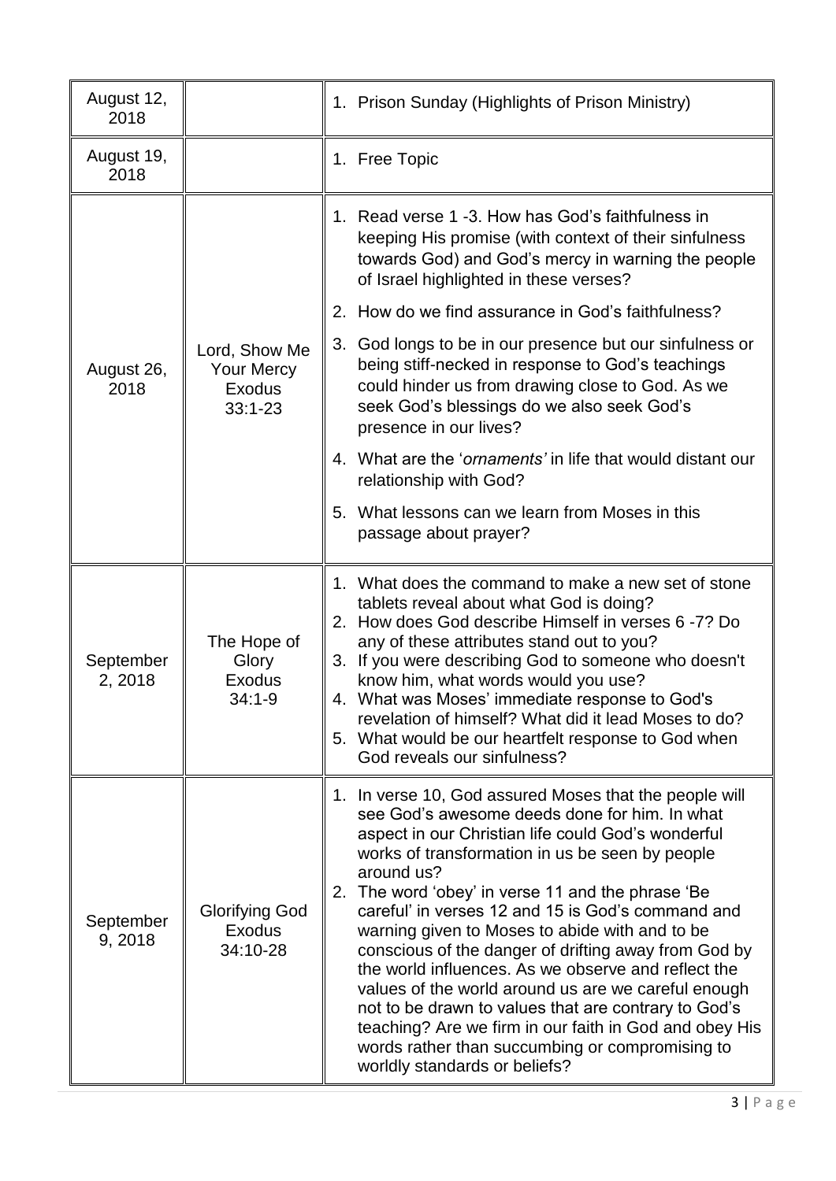| | | |
|---|---|---|
| August 12, 2018 | | 1. Prison Sunday (Highlights of Prison Ministry) |
| August 19, 2018 | | 1. Free Topic |
| August 26, 2018 | Lord, Show Me Your Mercy Exodus 33:1-23 | 1. Read verse 1 -3. How has God's faithfulness in keeping His promise (with context of their sinfulness towards God) and God's mercy in warning the people of Israel highlighted in these verses?<br>2. How do we find assurance in God's faithfulness?<br>3. God longs to be in our presence but our sinfulness or being stiff-necked in response to God's teachings could hinder us from drawing close to God. As we seek God's blessings do we also seek God's presence in our lives?<br>4. What are the '*ornaments'* in life that would distant our relationship with God?<br>5. What lessons can we learn from Moses in this passage about prayer? |
| September 2, 2018 | The Hope of Glory Exodus 34:1-9 | 1. What does the command to make a new set of stone tablets reveal about what God is doing?<br>2. How does God describe Himself in verses 6 -7? Do any of these attributes stand out to you?<br>3. If you were describing God to someone who doesn't know him, what words would you use?<br>4. What was Moses' immediate response to God's revelation of himself? What did it lead Moses to do?<br>5. What would be our heartfelt response to God when God reveals our sinfulness? |
| September 9, 2018 | Glorifying God Exodus 34:10-28 | 1. In verse 10, God assured Moses that the people will see God's awesome deeds done for him. In what aspect in our Christian life could God's wonderful works of transformation in us be seen by people around us?<br>2. The word 'obey' in verse 11 and the phrase 'Be careful' in verses 12 and 15 is God's command and warning given to Moses to abide with and to be conscious of the danger of drifting away from God by the world influences. As we observe and reflect the values of the world around us are we careful enough not to be drawn to values that are contrary to God's teaching? Are we firm in our faith in God and obey His words rather than succumbing or compromising to worldly standards or beliefs? |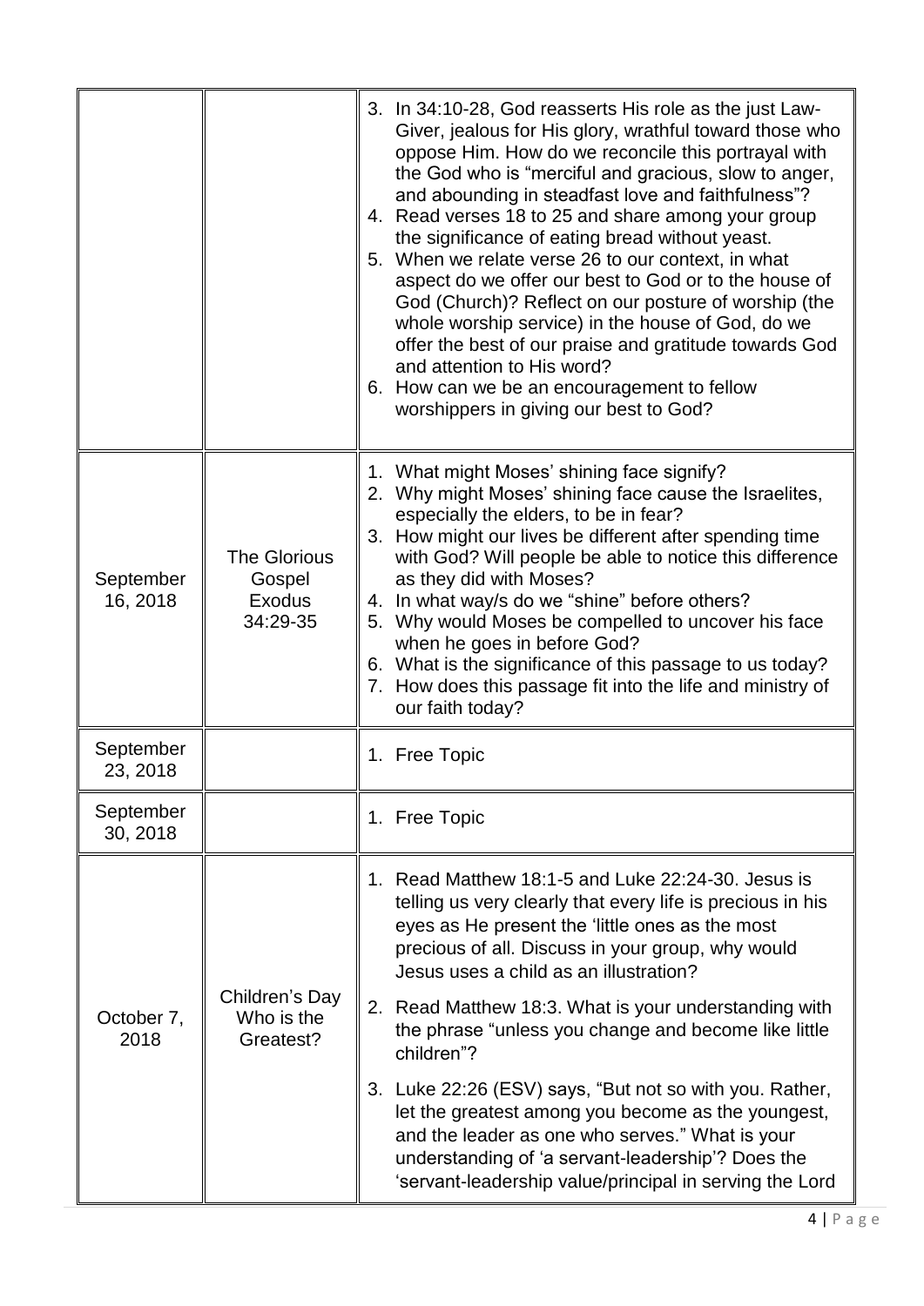| | | |
|---|---|---|
| | | 3. In 34:10-28, God reasserts His role as the just Law-Giver, jealous for His glory, wrathful toward those who oppose Him. How do we reconcile this portrayal with the God who is "merciful and gracious, slow to anger, and abounding in steadfast love and faithfulness"?<br>4. Read verses 18 to 25 and share among your group the significance of eating bread without yeast.<br>5. When we relate verse 26 to our context, in what aspect do we offer our best to God or to the house of God (Church)? Reflect on our posture of worship (the whole worship service) in the house of God, do we offer the best of our praise and gratitude towards God and attention to His word?<br>6. How can we be an encouragement to fellow worshippers in giving our best to God? |
| September 16, 2018 | The Glorious Gospel Exodus 34:29-35 | 1. What might Moses' shining face signify?<br>2. Why might Moses' shining face cause the Israelites, especially the elders, to be in fear?<br>3. How might our lives be different after spending time with God? Will people be able to notice this difference as they did with Moses?<br>4. In what way/s do we "shine" before others?<br>5. Why would Moses be compelled to uncover his face when he goes in before God?<br>6. What is the significance of this passage to us today?<br>7. How does this passage fit into the life and ministry of our faith today? |
| September 23, 2018 | | 1. Free Topic |
| September 30, 2018 | | 1. Free Topic |
| October 7, 2018 | Children's Day Who is the Greatest? | 1. Read Matthew 18:1-5 and Luke 22:24-30. Jesus is telling us very clearly that every life is precious in his eyes as He present the 'little ones as the most precious of all. Discuss in your group, why would Jesus uses a child as an illustration?<br>2. Read Matthew 18:3. What is your understanding with the phrase "unless you change and become like little children"?<br>3. Luke 22:26 (ESV) says, "But not so with you. Rather, let the greatest among you become as the youngest, and the leader as one who serves." What is your understanding of 'a servant-leadership'? Does the 'servant-leadership value/principal in serving the Lord |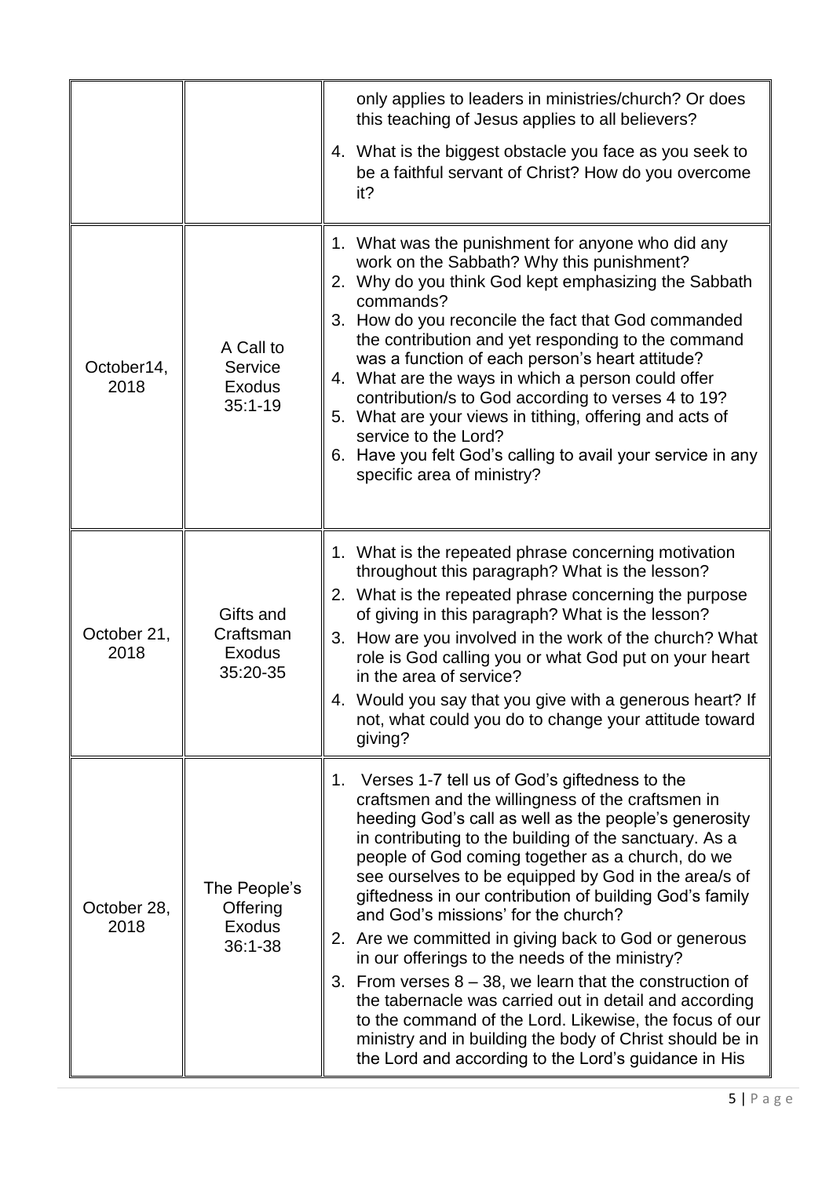| | | |
|---|---|---|
| | | only applies to leaders in ministries/church? Or does this teaching of Jesus applies to all believers?<br>4. What is the biggest obstacle you face as you seek to be a faithful servant of Christ? How do you overcome it? |
| October14, 2018 | A Call to Service Exodus 35:1-19 | 1. What was the punishment for anyone who did any work on the Sabbath? Why this punishment?<br>2. Why do you think God kept emphasizing the Sabbath commands?<br>3. How do you reconcile the fact that God commanded the contribution and yet responding to the command was a function of each person's heart attitude?<br>4. What are the ways in which a person could offer contribution/s to God according to verses 4 to 19?<br>5. What are your views in tithing, offering and acts of service to the Lord?<br>6. Have you felt God's calling to avail your service in any specific area of ministry? |
| October 21, 2018 | Gifts and Craftsman Exodus 35:20-35 | 1. What is the repeated phrase concerning motivation throughout this paragraph? What is the lesson?<br>2. What is the repeated phrase concerning the purpose of giving in this paragraph? What is the lesson?<br>3. How are you involved in the work of the church? What role is God calling you or what God put on your heart in the area of service?<br>4. Would you say that you give with a generous heart? If not, what could you do to change your attitude toward giving? |
| October 28, 2018 | The People's Offering Exodus 36:1-38 | 1. Verses 1-7 tell us of God's giftedness to the craftsmen and the willingness of the craftsmen in heeding God's call as well as the people's generosity in contributing to the building of the sanctuary. As a people of God coming together as a church, do we see ourselves to be equipped by God in the area/s of giftedness in our contribution of building God's family and God's missions' for the church?<br>2. Are we committed in giving back to God or generous in our offerings to the needs of the ministry?<br>3. From verses 8 – 38, we learn that the construction of the tabernacle was carried out in detail and according to the command of the Lord. Likewise, the focus of our ministry and in building the body of Christ should be in the Lord and according to the Lord's guidance in His |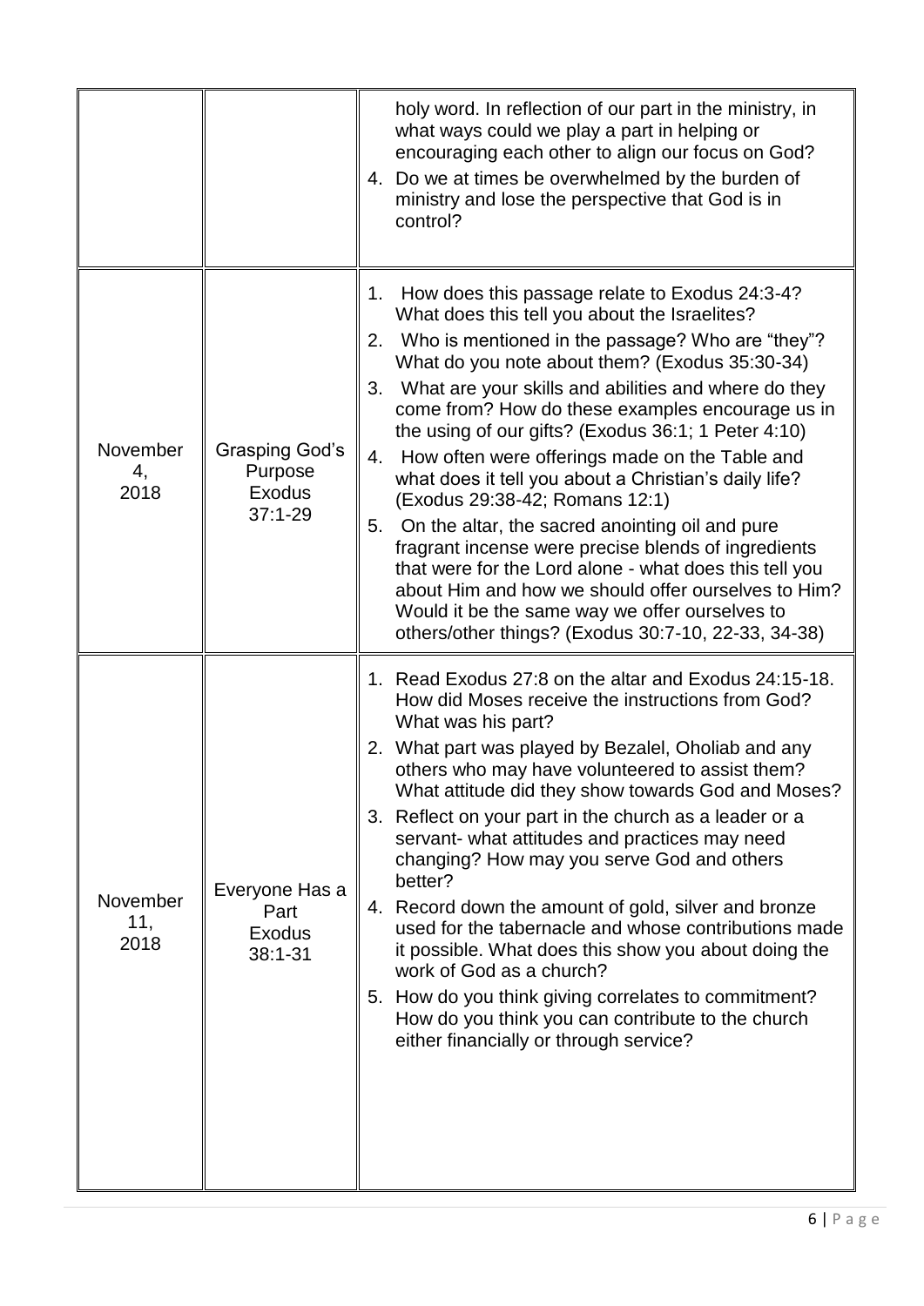| | | |
|---|---|---|
| | | holy word. In reflection of our part in the ministry, in what ways could we play a part in helping or encouraging each other to align our focus on God?<br>4. Do we at times be overwhelmed by the burden of ministry and lose the perspective that God is in control? |
| November 4, 2018 | Grasping God's Purpose Exodus 37:1-29 | 1. How does this passage relate to Exodus 24:3-4? What does this tell you about the Israelites?<br>2. Who is mentioned in the passage? Who are "they"? What do you note about them? (Exodus 35:30-34)<br>3. What are your skills and abilities and where do they come from? How do these examples encourage us in the using of our gifts? (Exodus 36:1; 1 Peter 4:10)<br>4. How often were offerings made on the Table and what does it tell you about a Christian's daily life? (Exodus 29:38-42; Romans 12:1)<br>5. On the altar, the sacred anointing oil and pure fragrant incense were precise blends of ingredients that were for the Lord alone - what does this tell you about Him and how we should offer ourselves to Him? Would it be the same way we offer ourselves to others/other things? (Exodus 30:7-10, 22-33, 34-38) |
| November 11, 2018 | Everyone Has a Part Exodus 38:1-31 | 1. Read Exodus 27:8 on the altar and Exodus 24:15-18. How did Moses receive the instructions from God? What was his part?<br>2. What part was played by Bezalel, Oholiab and any others who may have volunteered to assist them? What attitude did they show towards God and Moses?<br>3. Reflect on your part in the church as a leader or a servant- what attitudes and practices may need changing? How may you serve God and others better?<br>4. Record down the amount of gold, silver and bronze used for the tabernacle and whose contributions made it possible. What does this show you about doing the work of God as a church?<br>5. How do you think giving correlates to commitment? How do you think you can contribute to the church either financially or through service? |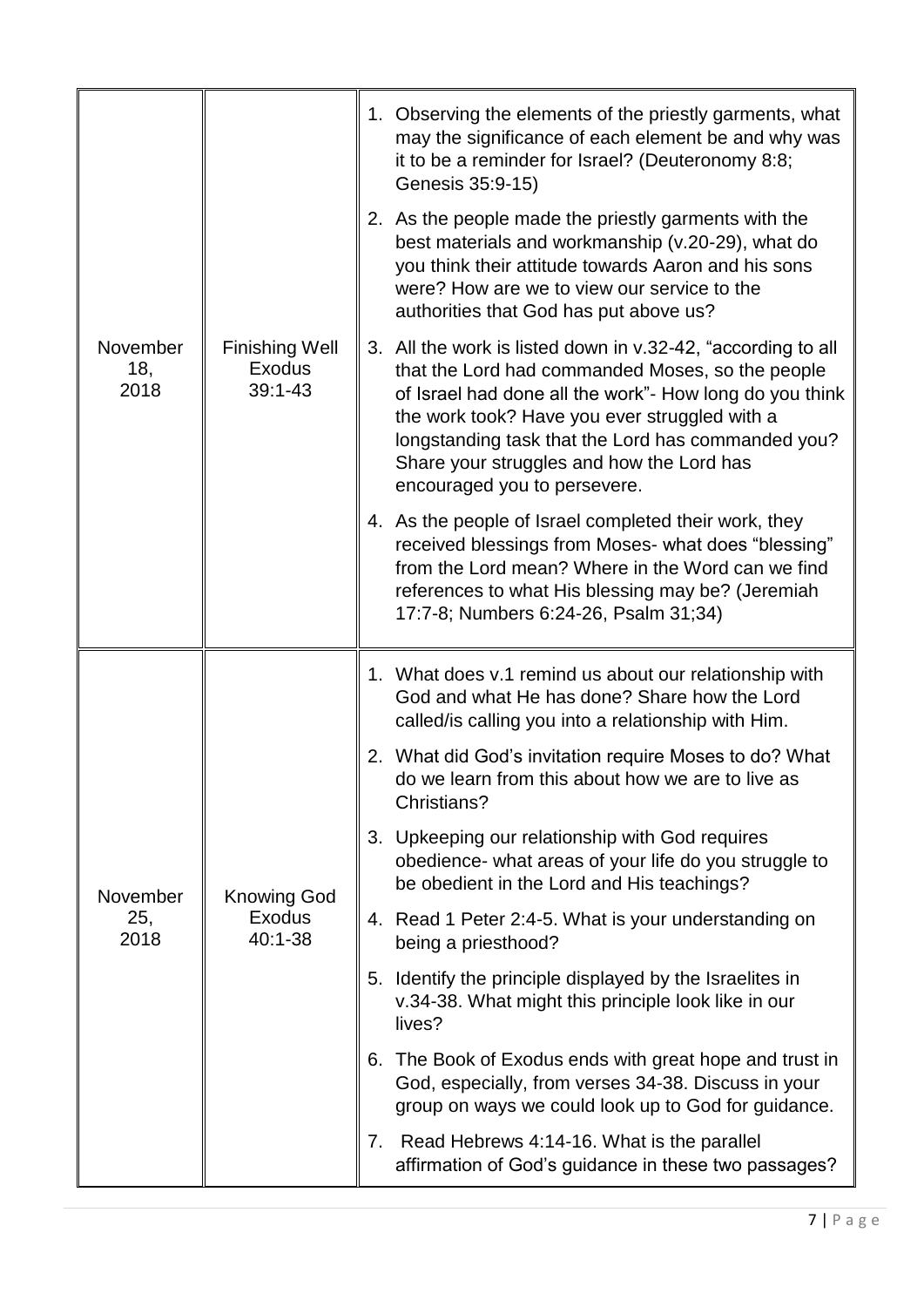| | | |
|---|---|---|
| November 18, 2018 | Finishing Well Exodus 39:1-43 | 1. Observing the elements of the priestly garments, what may the significance of each element be and why was it to be a reminder for Israel? (Deuteronomy 8:8; Genesis 35:9-15)<br><br>2. As the people made the priestly garments with the best materials and workmanship (v.20-29), what do you think their attitude towards Aaron and his sons were? How are we to view our service to the authorities that God has put above us?<br><br>3. All the work is listed down in v.32-42, "according to all that the Lord had commanded Moses, so the people of Israel had done all the work"- How long do you think the work took? Have you ever struggled with a longstanding task that the Lord has commanded you? Share your struggles and how the Lord has encouraged you to persevere.<br><br>4. As the people of Israel completed their work, they received blessings from Moses- what does "blessing" from the Lord mean? Where in the Word can we find references to what His blessing may be? (Jeremiah 17:7-8; Numbers 6:24-26, Psalm 31;34) |
| November 25, 2018 | Knowing God Exodus 40:1-38 | 1. What does v.1 remind us about our relationship with God and what He has done? Share how the Lord called/is calling you into a relationship with Him.<br><br>2. What did God's invitation require Moses to do? What do we learn from this about how we are to live as Christians?<br><br>3. Upkeeping our relationship with God requires obedience- what areas of your life do you struggle to be obedient in the Lord and His teachings?<br><br>4. Read 1 Peter 2:4-5. What is your understanding on being a priesthood?<br><br>5. Identify the principle displayed by the Israelites in v.34-38. What might this principle look like in our lives?<br><br>6. The Book of Exodus ends with great hope and trust in God, especially, from verses 34-38. Discuss in your group on ways we could look up to God for guidance.<br><br>7. Read Hebrews 4:14-16. What is the parallel affirmation of God's guidance in these two passages? |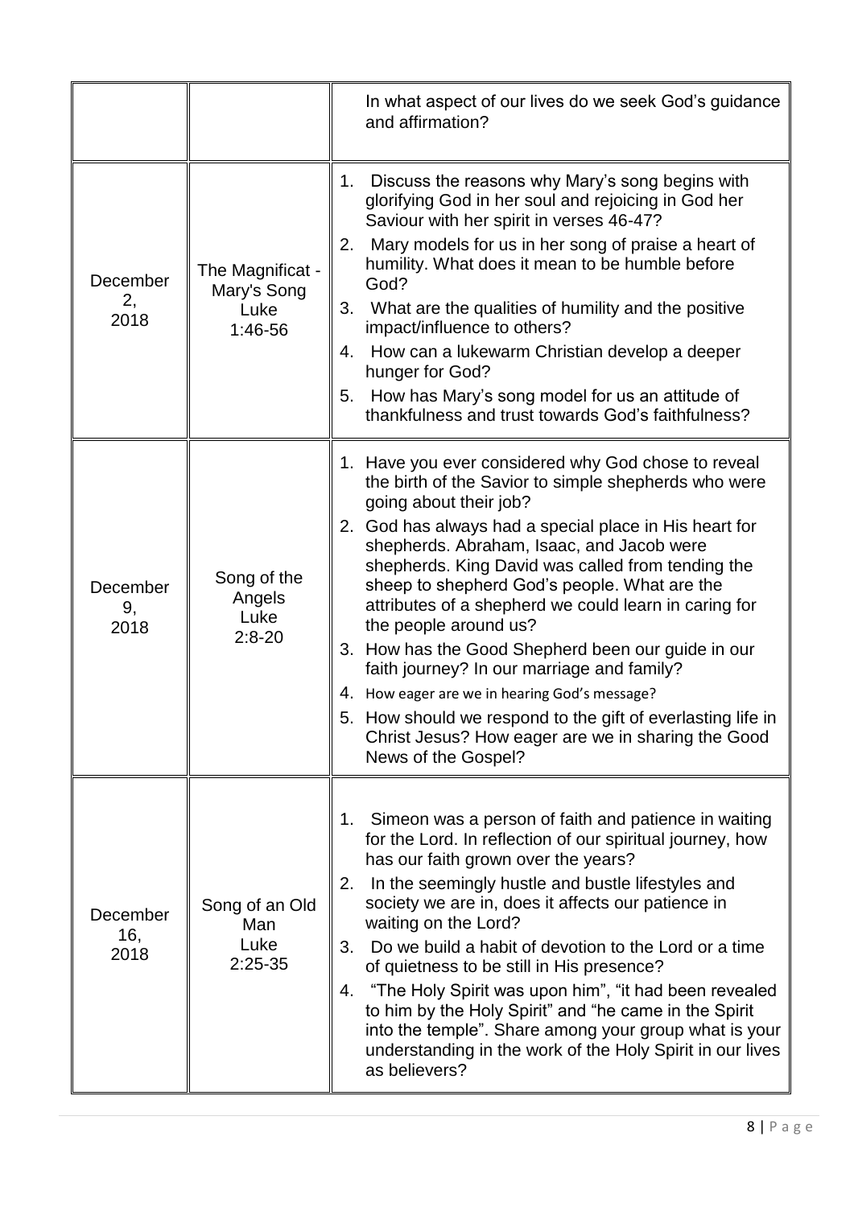| | | |
|---|---|---|
| | | In what aspect of our lives do we seek God's guidance and affirmation? |
| December 2, 2018 | The Magnificat - Mary's Song Luke 1:46-56 | 1. Discuss the reasons why Mary's song begins with glorifying God in her soul and rejoicing in God her Saviour with her spirit in verses 46-47?<br>2. Mary models for us in her song of praise a heart of humility. What does it mean to be humble before God?<br>3. What are the qualities of humility and the positive impact/influence to others?<br>4. How can a lukewarm Christian develop a deeper hunger for God?<br>5. How has Mary's song model for us an attitude of thankfulness and trust towards God's faithfulness? |
| December 9, 2018 | Song of the Angels Luke 2:8-20 | 1. Have you ever considered why God chose to reveal the birth of the Savior to simple shepherds who were going about their job?<br>2. God has always had a special place in His heart for shepherds. Abraham, Isaac, and Jacob were shepherds. King David was called from tending the sheep to shepherd God's people. What are the attributes of a shepherd we could learn in caring for the people around us?<br>3. How has the Good Shepherd been our guide in our faith journey? In our marriage and family?<br>4. How eager are we in hearing God's message?<br>5. How should we respond to the gift of everlasting life in Christ Jesus? How eager are we in sharing the Good News of the Gospel? |
| December 16, 2018 | Song of an Old Man Luke 2:25-35 | 1. Simeon was a person of faith and patience in waiting for the Lord. In reflection of our spiritual journey, how has our faith grown over the years?<br>2. In the seemingly hustle and bustle lifestyles and society we are in, does it affects our patience in waiting on the Lord?<br>3. Do we build a habit of devotion to the Lord or a time of quietness to be still in His presence?<br>4. "The Holy Spirit was upon him", "it had been revealed to him by the Holy Spirit" and "he came in the Spirit into the temple". Share among your group what is your understanding in the work of the Holy Spirit in our lives as believers? |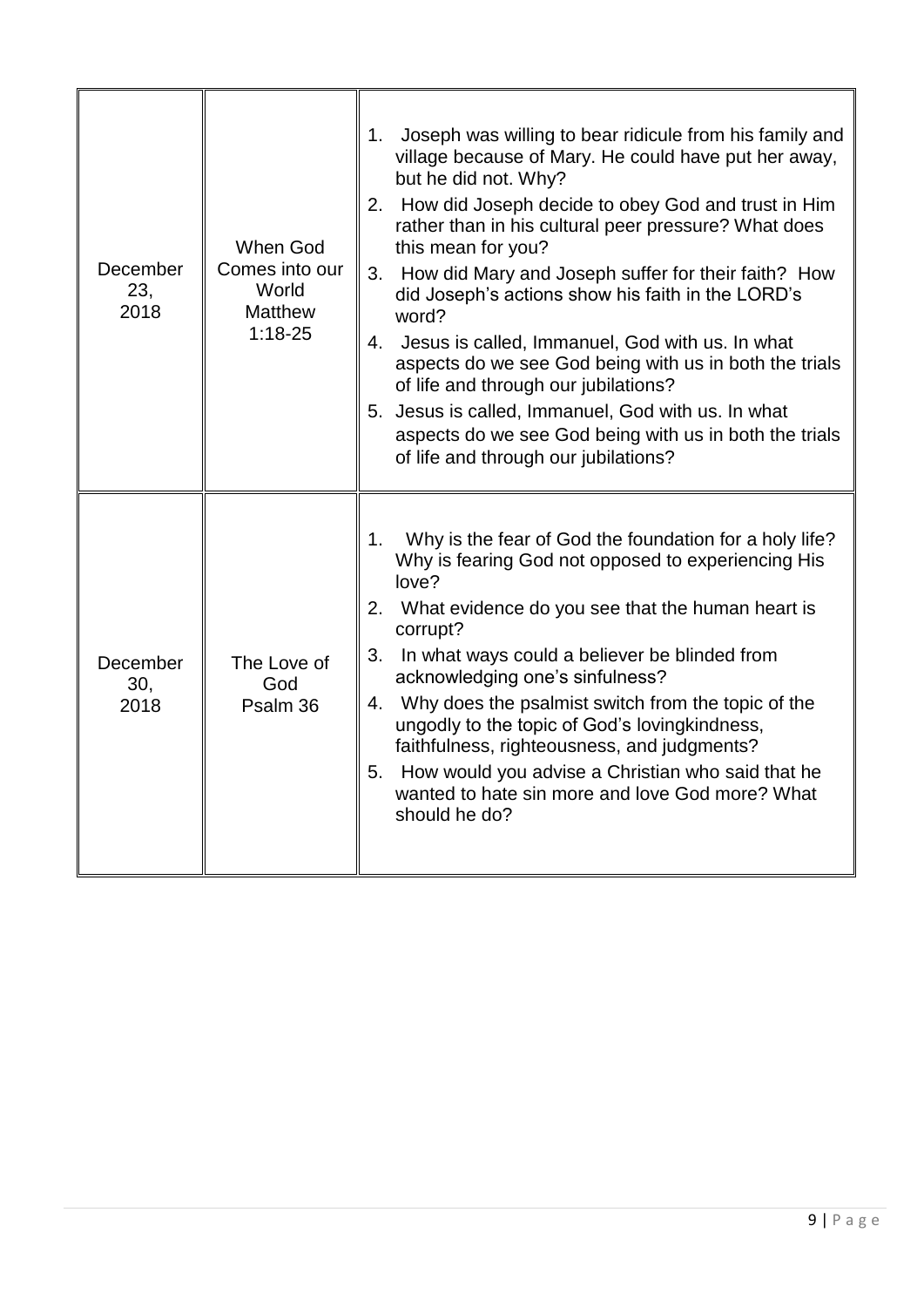| | | |
|---|---|---|
| December 23, 2018 | When God Comes into our World Matthew 1:18-25 | 1. Joseph was willing to bear ridicule from his family and village because of Mary. He could have put her away, but he did not. Why?<br>2. How did Joseph decide to obey God and trust in Him rather than in his cultural peer pressure? What does this mean for you?<br>3. How did Mary and Joseph suffer for their faith? How did Joseph's actions show his faith in the LORD's word?<br>4. Jesus is called, Immanuel, God with us. In what aspects do we see God being with us in both the trials of life and through our jubilations?<br>5. Jesus is called, Immanuel, God with us. In what aspects do we see God being with us in both the trials of life and through our jubilations? |
| December 30, 2018 | The Love of God Psalm 36 | 1. Why is the fear of God the foundation for a holy life? Why is fearing God not opposed to experiencing His love?<br>2. What evidence do you see that the human heart is corrupt?<br>3. In what ways could a believer be blinded from acknowledging one's sinfulness?<br>4. Why does the psalmist switch from the topic of the ungodly to the topic of God's lovingkindness, faithfulness, righteousness, and judgments?<br>5. How would you advise a Christian who said that he wanted to hate sin more and love God more? What should he do? |